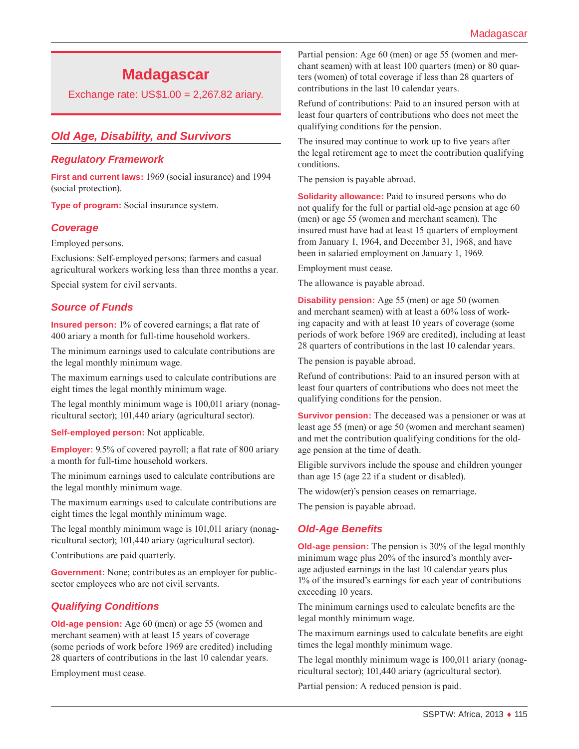# Madagascar

Exchange rate: US$1.00 = 2,267.82 ariary.

## Old Age, Disability, and Survivors

### Regulatory Framework

**First and current laws:** 1969 (social insurance) and 1994 (social protection).

**Type of program:** Social insurance system.

### Coverage

Employed persons.

Exclusions: Self-employed persons; farmers and casual agricultural workers working less than three months a year.

Special system for civil servants.

### Source of Funds

**Insured person:** 1% of covered earnings; a flat rate of 400 ariary a month for full-time household workers.

The minimum earnings used to calculate contributions are the legal monthly minimum wage.

The maximum earnings used to calculate contributions are eight times the legal monthly minimum wage.

The legal monthly minimum wage is 100,011 ariary (nonagricultural sector); 101,440 ariary (agricultural sector).

**Self-employed person:** Not applicable.

**Employer:** 9.5% of covered payroll; a flat rate of 800 ariary a month for full-time household workers.

The minimum earnings used to calculate contributions are the legal monthly minimum wage.

The maximum earnings used to calculate contributions are eight times the legal monthly minimum wage.

The legal monthly minimum wage is 101,011 ariary (nonagricultural sector); 101,440 ariary (agricultural sector).

Contributions are paid quarterly.

**Government:** None; contributes as an employer for public-sector employees who are not civil servants.

### Qualifying Conditions

**Old-age pension:** Age 60 (men) or age 55 (women and merchant seamen) with at least 15 years of coverage (some periods of work before 1969 are credited) including 28 quarters of contributions in the last 10 calendar years.

Employment must cease.

Partial pension: Age 60 (men) or age 55 (women and merchant seamen) with at least 100 quarters (men) or 80 quarters (women) of total coverage if less than 28 quarters of contributions in the last 10 calendar years.

Refund of contributions: Paid to an insured person with at least four quarters of contributions who does not meet the qualifying conditions for the pension.

The insured may continue to work up to five years after the legal retirement age to meet the contribution qualifying conditions.

The pension is payable abroad.

**Solidarity allowance:** Paid to insured persons who do not qualify for the full or partial old-age pension at age 60 (men) or age 55 (women and merchant seamen). The insured must have had at least 15 quarters of employment from January 1, 1964, and December 31, 1968, and have been in salaried employment on January 1, 1969.

Employment must cease.

The allowance is payable abroad.

**Disability pension:** Age 55 (men) or age 50 (women and merchant seamen) with at least a 60% loss of working capacity and with at least 10 years of coverage (some periods of work before 1969 are credited), including at least 28 quarters of contributions in the last 10 calendar years.

The pension is payable abroad.

Refund of contributions: Paid to an insured person with at least four quarters of contributions who does not meet the qualifying conditions for the pension.

**Survivor pension:** The deceased was a pensioner or was at least age 55 (men) or age 50 (women and merchant seamen) and met the contribution qualifying conditions for the old-age pension at the time of death.

Eligible survivors include the spouse and children younger than age 15 (age 22 if a student or disabled).

The widow(er)'s pension ceases on remarriage.

The pension is payable abroad.

### Old-Age Benefits

**Old-age pension:** The pension is 30% of the legal monthly minimum wage plus 20% of the insured's monthly average adjusted earnings in the last 10 calendar years plus 1% of the insured's earnings for each year of contributions exceeding 10 years.

The minimum earnings used to calculate benefits are the legal monthly minimum wage.

The maximum earnings used to calculate benefits are eight times the legal monthly minimum wage.

The legal monthly minimum wage is 100,011 ariary (nonagricultural sector); 101,440 ariary (agricultural sector).

Partial pension: A reduced pension is paid.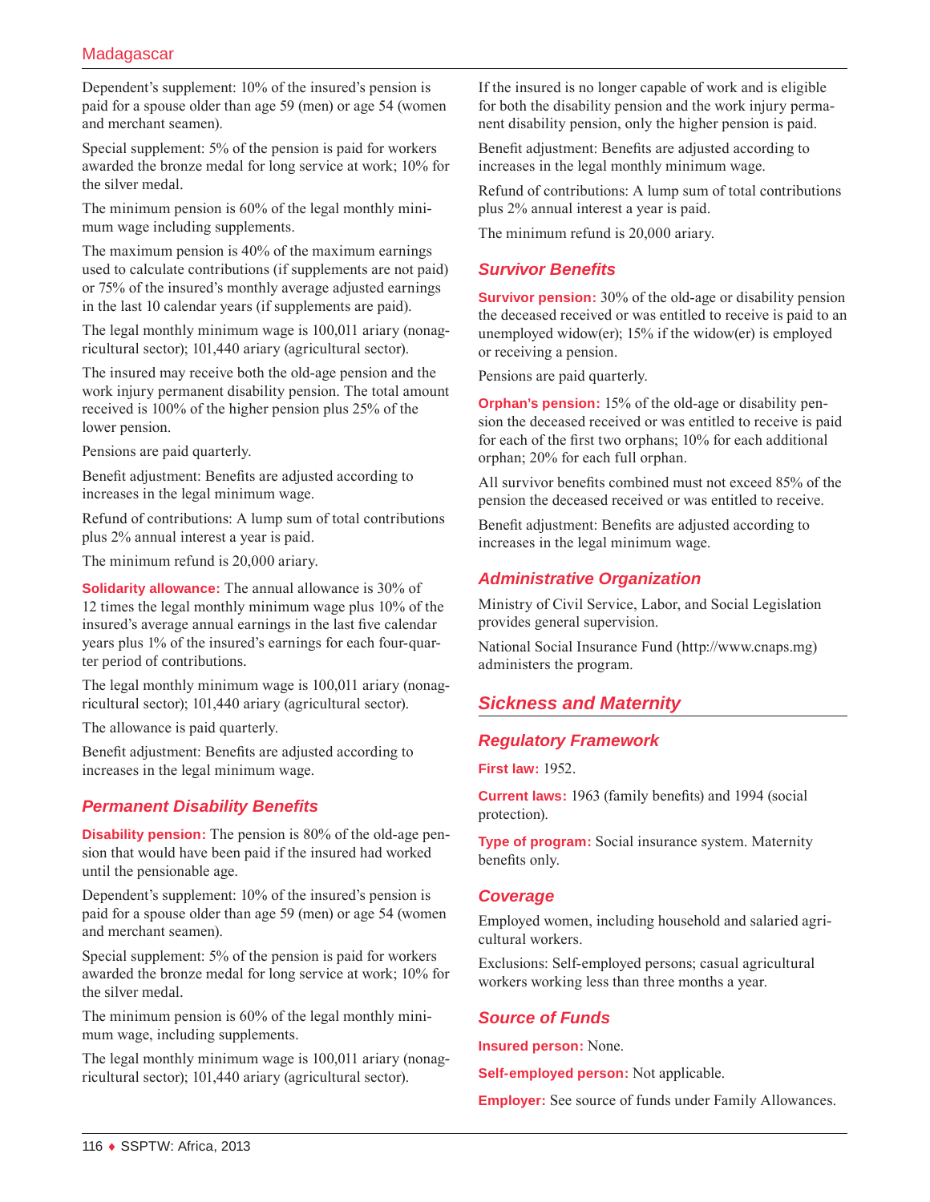Dependent's supplement: 10% of the insured's pension is paid for a spouse older than age 59 (men) or age 54 (women and merchant seamen).

Special supplement: 5% of the pension is paid for workers awarded the bronze medal for long service at work; 10% for the silver medal.

The minimum pension is 60% of the legal monthly minimum wage including supplements.

The maximum pension is 40% of the maximum earnings used to calculate contributions (if supplements are not paid) or 75% of the insured's monthly average adjusted earnings in the last 10 calendar years (if supplements are paid).

The legal monthly minimum wage is 100,011 ariary (nonagricultural sector); 101,440 ariary (agricultural sector).

The insured may receive both the old-age pension and the work injury permanent disability pension. The total amount received is 100% of the higher pension plus 25% of the lower pension.

Pensions are paid quarterly.

Benefit adjustment: Benefits are adjusted according to increases in the legal minimum wage.

Refund of contributions: A lump sum of total contributions plus 2% annual interest a year is paid.

The minimum refund is 20,000 ariary.

**Solidarity allowance:** The annual allowance is 30% of 12 times the legal monthly minimum wage plus 10% of the insured's average annual earnings in the last five calendar years plus 1% of the insured's earnings for each four-quarter period of contributions.

The legal monthly minimum wage is 100,011 ariary (nonagricultural sector); 101,440 ariary (agricultural sector).

The allowance is paid quarterly.

Benefit adjustment: Benefits are adjusted according to increases in the legal minimum wage.

### Permanent Disability Benefits

**Disability pension:** The pension is 80% of the old-age pension that would have been paid if the insured had worked until the pensionable age.

Dependent's supplement: 10% of the insured's pension is paid for a spouse older than age 59 (men) or age 54 (women and merchant seamen).

Special supplement: 5% of the pension is paid for workers awarded the bronze medal for long service at work; 10% for the silver medal.

The minimum pension is 60% of the legal monthly minimum wage, including supplements.

The legal monthly minimum wage is 100,011 ariary (nonagricultural sector); 101,440 ariary (agricultural sector).

If the insured is no longer capable of work and is eligible for both the disability pension and the work injury permanent disability pension, only the higher pension is paid.

Benefit adjustment: Benefits are adjusted according to increases in the legal monthly minimum wage.

Refund of contributions: A lump sum of total contributions plus 2% annual interest a year is paid.

The minimum refund is 20,000 ariary.

### Survivor Benefits

**Survivor pension:** 30% of the old-age or disability pension the deceased received or was entitled to receive is paid to an unemployed widow(er); 15% if the widow(er) is employed or receiving a pension.

Pensions are paid quarterly.

**Orphan's pension:** 15% of the old-age or disability pension the deceased received or was entitled to receive is paid for each of the first two orphans; 10% for each additional orphan; 20% for each full orphan.

All survivor benefits combined must not exceed 85% of the pension the deceased received or was entitled to receive.

Benefit adjustment: Benefits are adjusted according to increases in the legal minimum wage.

### Administrative Organization

Ministry of Civil Service, Labor, and Social Legislation provides general supervision.

National Social Insurance Fund (http://www.cnaps.mg) administers the program.

## Sickness and Maternity

### Regulatory Framework

**First law:** 1952.

**Current laws:** 1963 (family benefits) and 1994 (social protection).

**Type of program:** Social insurance system. Maternity benefits only.

### Coverage

Employed women, including household and salaried agricultural workers.

Exclusions: Self-employed persons; casual agricultural workers working less than three months a year.

### Source of Funds

**Insured person:** None.

**Self-employed person:** Not applicable.

**Employer:** See source of funds under Family Allowances.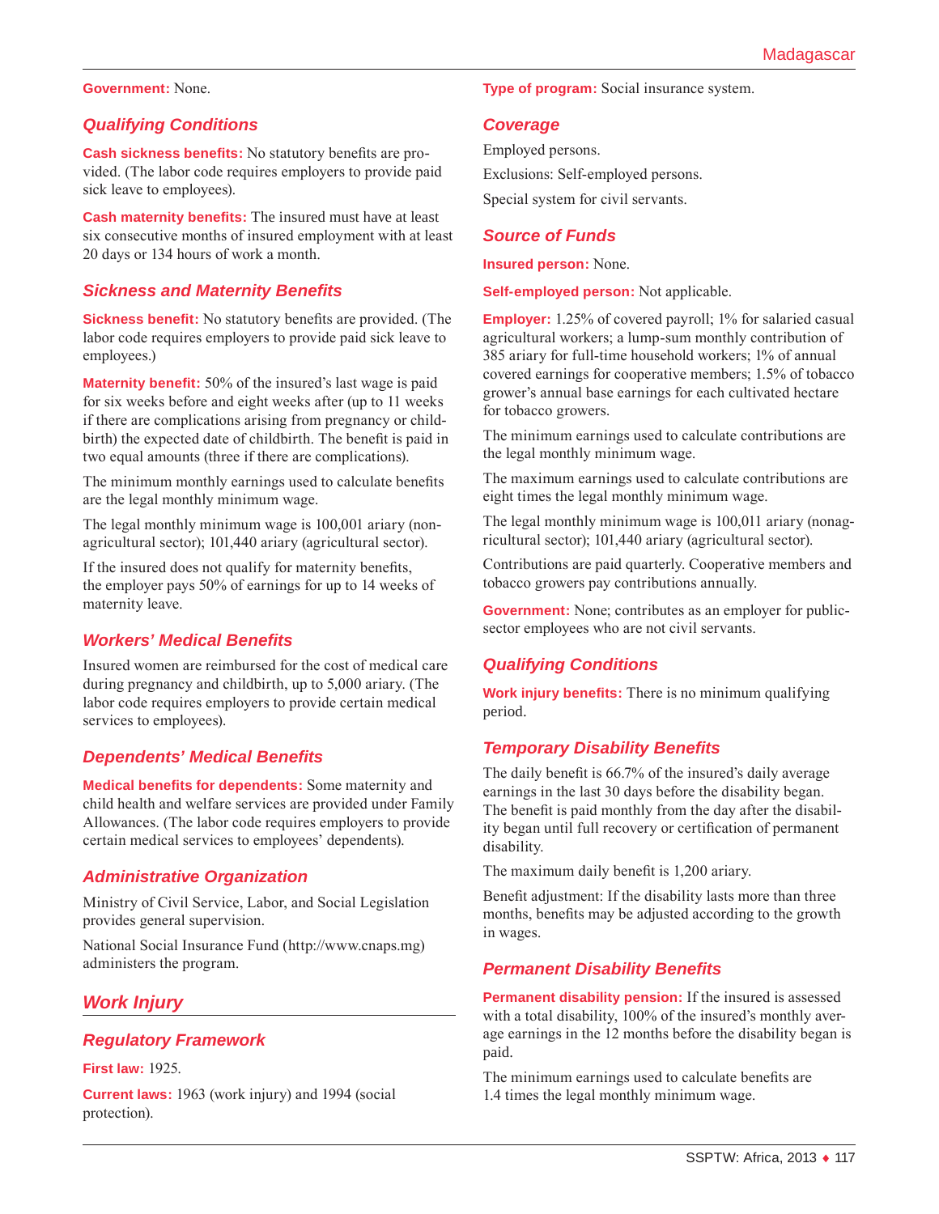**Government:** None.

### Qualifying Conditions

**Cash sickness benefits:** No statutory benefits are provided. (The labor code requires employers to provide paid sick leave to employees).

**Cash maternity benefits:** The insured must have at least six consecutive months of insured employment with at least 20 days or 134 hours of work a month.

### Sickness and Maternity Benefits

**Sickness benefit:** No statutory benefits are provided. (The labor code requires employers to provide paid sick leave to employees.)

**Maternity benefit:** 50% of the insured's last wage is paid for six weeks before and eight weeks after (up to 11 weeks if there are complications arising from pregnancy or childbirth) the expected date of childbirth. The benefit is paid in two equal amounts (three if there are complications).

The minimum monthly earnings used to calculate benefits are the legal monthly minimum wage.

The legal monthly minimum wage is 100,001 ariary (nonagricultural sector); 101,440 ariary (agricultural sector).

If the insured does not qualify for maternity benefits, the employer pays 50% of earnings for up to 14 weeks of maternity leave.

### Workers' Medical Benefits

Insured women are reimbursed for the cost of medical care during pregnancy and childbirth, up to 5,000 ariary. (The labor code requires employers to provide certain medical services to employees).

### Dependents' Medical Benefits

**Medical benefits for dependents:** Some maternity and child health and welfare services are provided under Family Allowances. (The labor code requires employers to provide certain medical services to employees' dependents).

### Administrative Organization

Ministry of Civil Service, Labor, and Social Legislation provides general supervision.

National Social Insurance Fund (http://www.cnaps.mg) administers the program.

## Work Injury

### Regulatory Framework

**First law:** 1925.

**Current laws:** 1963 (work injury) and 1994 (social protection).

**Type of program:** Social insurance system.

### Coverage

Employed persons.

Exclusions: Self-employed persons.

Special system for civil servants.

### Source of Funds

**Insured person:** None.

**Self-employed person:** Not applicable.

**Employer:** 1.25% of covered payroll; 1% for salaried casual agricultural workers; a lump-sum monthly contribution of 385 ariary for full-time household workers; 1% of annual covered earnings for cooperative members; 1.5% of tobacco grower's annual base earnings for each cultivated hectare for tobacco growers.

The minimum earnings used to calculate contributions are the legal monthly minimum wage.

The maximum earnings used to calculate contributions are eight times the legal monthly minimum wage.

The legal monthly minimum wage is 100,011 ariary (nonagricultural sector); 101,440 ariary (agricultural sector).

Contributions are paid quarterly. Cooperative members and tobacco growers pay contributions annually.

**Government:** None; contributes as an employer for public-sector employees who are not civil servants.

### Qualifying Conditions

**Work injury benefits:** There is no minimum qualifying period.

### Temporary Disability Benefits

The daily benefit is 66.7% of the insured's daily average earnings in the last 30 days before the disability began. The benefit is paid monthly from the day after the disability began until full recovery or certification of permanent disability.

The maximum daily benefit is 1,200 ariary.

Benefit adjustment: If the disability lasts more than three months, benefits may be adjusted according to the growth in wages.

### Permanent Disability Benefits

**Permanent disability pension:** If the insured is assessed with a total disability, 100% of the insured's monthly average earnings in the 12 months before the disability began is paid.

The minimum earnings used to calculate benefits are 1.4 times the legal monthly minimum wage.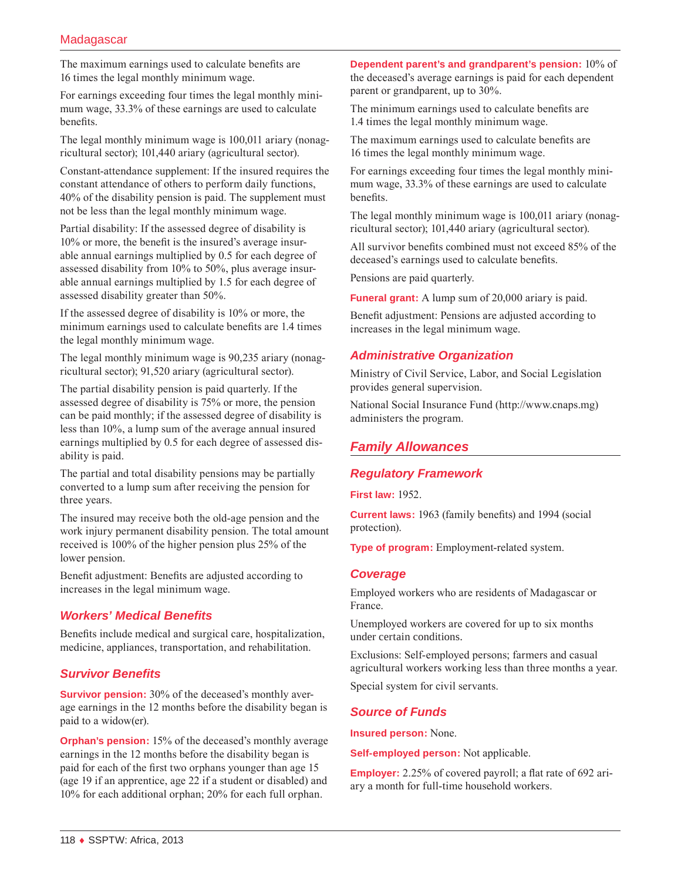The maximum earnings used to calculate benefits are 16 times the legal monthly minimum wage.

For earnings exceeding four times the legal monthly minimum wage, 33.3% of these earnings are used to calculate benefits.

The legal monthly minimum wage is 100,011 ariary (nonagricultural sector); 101,440 ariary (agricultural sector).

Constant-attendance supplement: If the insured requires the constant attendance of others to perform daily functions, 40% of the disability pension is paid. The supplement must not be less than the legal monthly minimum wage.

Partial disability: If the assessed degree of disability is 10% or more, the benefit is the insured's average insurable annual earnings multiplied by 0.5 for each degree of assessed disability from 10% to 50%, plus average insurable annual earnings multiplied by 1.5 for each degree of assessed disability greater than 50%.

If the assessed degree of disability is 10% or more, the minimum earnings used to calculate benefits are 1.4 times the legal monthly minimum wage.

The legal monthly minimum wage is 90,235 ariary (nonagricultural sector); 91,520 ariary (agricultural sector).

The partial disability pension is paid quarterly. If the assessed degree of disability is 75% or more, the pension can be paid monthly; if the assessed degree of disability is less than 10%, a lump sum of the average annual insured earnings multiplied by 0.5 for each degree of assessed disability is paid.

The partial and total disability pensions may be partially converted to a lump sum after receiving the pension for three years.

The insured may receive both the old-age pension and the work injury permanent disability pension. The total amount received is 100% of the higher pension plus 25% of the lower pension.

Benefit adjustment: Benefits are adjusted according to increases in the legal minimum wage.

### Workers' Medical Benefits

Benefits include medical and surgical care, hospitalization, medicine, appliances, transportation, and rehabilitation.

### Survivor Benefits

**Survivor pension:** 30% of the deceased's monthly average earnings in the 12 months before the disability began is paid to a widow(er).

**Orphan's pension:** 15% of the deceased's monthly average earnings in the 12 months before the disability began is paid for each of the first two orphans younger than age 15 (age 19 if an apprentice, age 22 if a student or disabled) and 10% for each additional orphan; 20% for each full orphan.

**Dependent parent's and grandparent's pension:** 10% of the deceased's average earnings is paid for each dependent parent or grandparent, up to 30%.

The minimum earnings used to calculate benefits are 1.4 times the legal monthly minimum wage.

The maximum earnings used to calculate benefits are 16 times the legal monthly minimum wage.

For earnings exceeding four times the legal monthly minimum wage, 33.3% of these earnings are used to calculate benefits.

The legal monthly minimum wage is 100,011 ariary (nonagricultural sector); 101,440 ariary (agricultural sector).

All survivor benefits combined must not exceed 85% of the deceased's earnings used to calculate benefits.

Pensions are paid quarterly.

**Funeral grant:** A lump sum of 20,000 ariary is paid.

Benefit adjustment: Pensions are adjusted according to increases in the legal minimum wage.

### Administrative Organization

Ministry of Civil Service, Labor, and Social Legislation provides general supervision.

National Social Insurance Fund (http://www.cnaps.mg) administers the program.

## Family Allowances

### Regulatory Framework

**First law:** 1952.

**Current laws:** 1963 (family benefits) and 1994 (social protection).

**Type of program:** Employment-related system.

### Coverage

Employed workers who are residents of Madagascar or France.

Unemployed workers are covered for up to six months under certain conditions.

Exclusions: Self-employed persons; farmers and casual agricultural workers working less than three months a year.

Special system for civil servants.

### Source of Funds

**Insured person:** None.

**Self-employed person:** Not applicable.

**Employer:** 2.25% of covered payroll; a flat rate of 692 ariary a month for full-time household workers.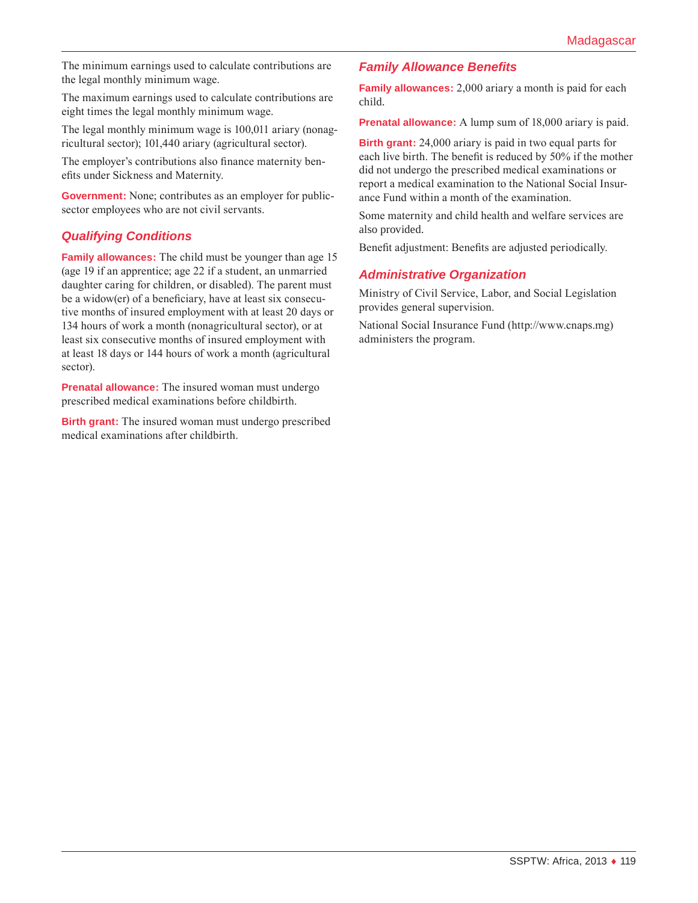The minimum earnings used to calculate contributions are the legal monthly minimum wage.

The maximum earnings used to calculate contributions are eight times the legal monthly minimum wage.

The legal monthly minimum wage is 100,011 ariary (nonagricultural sector); 101,440 ariary (agricultural sector).

The employer's contributions also finance maternity benefits under Sickness and Maternity.

**Government:** None; contributes as an employer for public-sector employees who are not civil servants.

### Qualifying Conditions

**Family allowances:** The child must be younger than age 15 (age 19 if an apprentice; age 22 if a student, an unmarried daughter caring for children, or disabled). The parent must be a widow(er) of a beneficiary, have at least six consecutive months of insured employment with at least 20 days or 134 hours of work a month (nonagricultural sector), or at least six consecutive months of insured employment with at least 18 days or 144 hours of work a month (agricultural sector).

**Prenatal allowance:** The insured woman must undergo prescribed medical examinations before childbirth.

**Birth grant:** The insured woman must undergo prescribed medical examinations after childbirth.

### Family Allowance Benefits

**Family allowances:** 2,000 ariary a month is paid for each child.

**Prenatal allowance:** A lump sum of 18,000 ariary is paid.

**Birth grant:** 24,000 ariary is paid in two equal parts for each live birth. The benefit is reduced by 50% if the mother did not undergo the prescribed medical examinations or report a medical examination to the National Social Insurance Fund within a month of the examination.

Some maternity and child health and welfare services are also provided.

Benefit adjustment: Benefits are adjusted periodically.

### Administrative Organization

Ministry of Civil Service, Labor, and Social Legislation provides general supervision.

National Social Insurance Fund (http://www.cnaps.mg) administers the program.